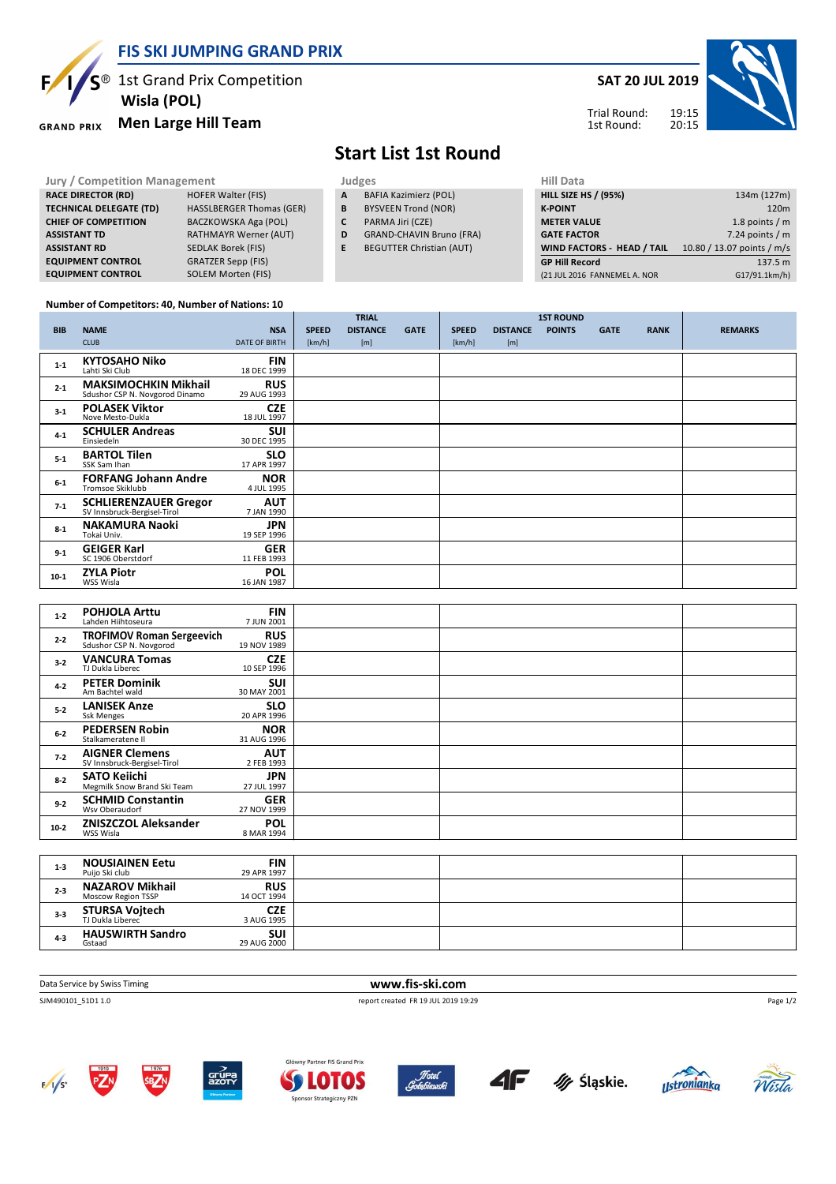# FIS SKI JUMPING GRAND PRIX

1st Grand Prix Competition
**Wisla (POL)**
**Men Large Hill Team**

**SAT 20 JUL 2019**

Trial Round: 19:15
1st Round: 20:15

## Start List 1st Round

| Jury / Competition Management | |
|---|---|
| **RACE DIRECTOR (RD)** | HOFER Walter (FIS) |
| **TECHNICAL DELEGATE (TD)** | HASSLBERGER Thomas (GER) |
| **CHIEF OF COMPETITION** | BACZKOWSKA Aga (POL) |
| **ASSISTANT TD** | RATHMAYR Werner (AUT) |
| **ASSISTANT RD** | SEDLAK Borek (FIS) |
| **EQUIPMENT CONTROL** | GRATZER Sepp (FIS) |
| **EQUIPMENT CONTROL** | SOLEM Morten (FIS) |

| Judges | |
|---|---|
| **A** | BAFIA Kazimierz (POL) |
| **B** | BYSVEEN Trond (NOR) |
| **C** | PARMA Jiri (CZE) |
| **D** | GRAND-CHAVIN Bruno (FRA) |
| **E** | BEGUTTER Christian (AUT) |

| Hill Data | |
|---|---|
| **HILL SIZE HS / (95%)** | 134m (127m) |
| **K-POINT** | 120m |
| **METER VALUE** | 1.8 points / m |
| **GATE FACTOR** | 7.24 points / m |
| **WIND FACTORS - HEAD / TAIL** | 10.80 / 13.07 points / m/s |
| **GP Hill Record** | 137.5 m |
| (21 JUL 2016 FANNEMEL A. NOR | G17/91.1km/h) |

**Number of Competitors: 40, Number of Nations: 10**

| BIB | NAME / CLUB | NSA / DATE OF BIRTH | TRIAL SPEED [km/h] | TRIAL DISTANCE [m] | TRIAL GATE | 1ST ROUND SPEED [km/h] | 1ST ROUND DISTANCE [m] | 1ST ROUND POINTS | 1ST ROUND GATE | 1ST ROUND RANK | REMARKS |
|---|---|---|---|---|---|---|---|---|---|---|---|
| 1-1 | **KYTOSAHO Niko** Lahti Ski Club | **FIN** 18 DEC 1999 | | | | | | | | | |
| 2-1 | **MAKSIMOCHKIN Mikhail** Sdushor CSP N. Novgorod Dinamo | **RUS** 29 AUG 1993 | | | | | | | | | |
| 3-1 | **POLASEK Viktor** Nove Mesto-Dukla | **CZE** 18 JUL 1997 | | | | | | | | | |
| 4-1 | **SCHULER Andreas** Einsiedeln | **SUI** 30 DEC 1995 | | | | | | | | | |
| 5-1 | **BARTOL Tilen** SSK Sam Ihan | **SLO** 17 APR 1997 | | | | | | | | | |
| 6-1 | **FORFANG Johann Andre** Tromsoe Skiklubb | **NOR** 4 JUL 1995 | | | | | | | | | |
| 7-1 | **SCHLIERENZAUER Gregor** SV Innsbruck-Bergisel-Tirol | **AUT** 7 JAN 1990 | | | | | | | | | |
| 8-1 | **NAKAMURA Naoki** Tokai Univ. | **JPN** 19 SEP 1996 | | | | | | | | | |
| 9-1 | **GEIGER Karl** SC 1906 Oberstdorf | **GER** 11 FEB 1993 | | | | | | | | | |
| 10-1 | **ZYLA Piotr** WSS Wisla | **POL** 16 JAN 1987 | | | | | | | | | |
| 1-2 | **POHJOLA Arttu** Lahden Hiihtoseura | **FIN** 7 JUN 2001 | | | | | | | | | |
| 2-2 | **TROFIMOV Roman Sergeevich** Sdushor CSP N. Novgorod | **RUS** 19 NOV 1989 | | | | | | | | | |
| 3-2 | **VANCURA Tomas** TJ Dukla Liberec | **CZE** 10 SEP 1996 | | | | | | | | | |
| 4-2 | **PETER Dominik** Am Bachtel wald | **SUI** 30 MAY 2001 | | | | | | | | | |
| 5-2 | **LANISEK Anze** Ssk Menges | **SLO** 20 APR 1996 | | | | | | | | | |
| 6-2 | **PEDERSEN Robin** Stalkameratene Il | **NOR** 31 AUG 1996 | | | | | | | | | |
| 7-2 | **AIGNER Clemens** SV Innsbruck-Bergisel-Tirol | **AUT** 2 FEB 1993 | | | | | | | | | |
| 8-2 | **SATO Keiichi** Megmilk Snow Brand Ski Team | **JPN** 27 JUL 1997 | | | | | | | | | |
| 9-2 | **SCHMID Constantin** Wsv Oberaudorf | **GER** 27 NOV 1999 | | | | | | | | | |
| 10-2 | **ZNISZCZOL Aleksander** WSS Wisla | **POL** 8 MAR 1994 | | | | | | | | | |
| 1-3 | **NOUSIAINEN Eetu** Puijo Ski club | **FIN** 29 APR 1997 | | | | | | | | | |
| 2-3 | **NAZAROV Mikhail** Moscow Region TSSP | **RUS** 14 OCT 1994 | | | | | | | | | |
| 3-3 | **STURSA Vojtech** TJ Dukla Liberec | **CZE** 3 AUG 1995 | | | | | | | | | |
| 4-3 | **HAUSWIRTH Sandro** Gstaad | **SUI** 29 AUG 2000 | | | | | | | | | |

Data Service by Swiss Timing — **www.fis-ski.com**

SJM490101_51D1 1.0 — report created FR 19 JUL 2019 19:29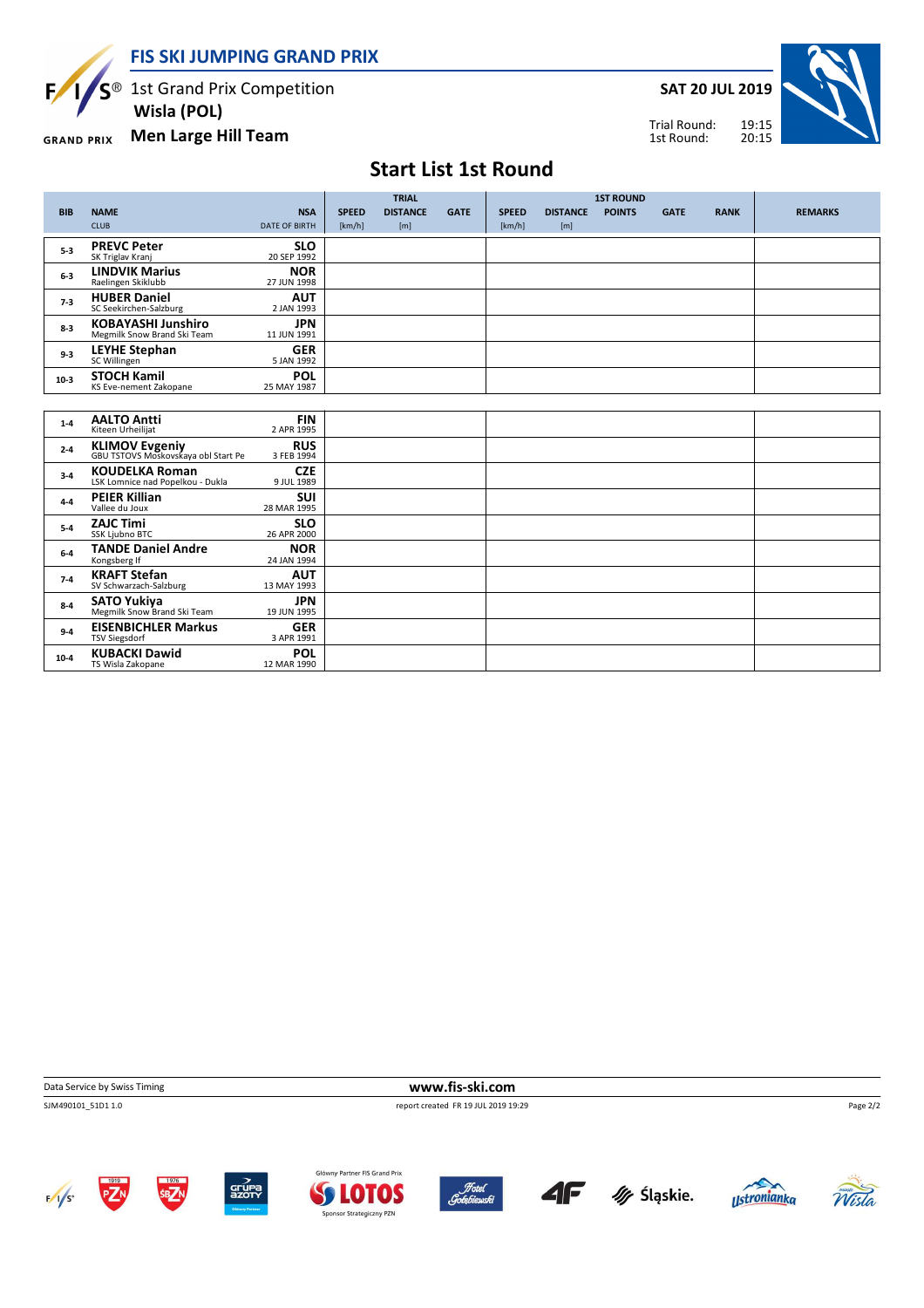# FIS SKI JUMPING GRAND PRIX

1st Grand Prix Competition
**Wisla (POL)**
**Men Large Hill Team**

**SAT 20 JUL 2019**

Trial Round: 19:15
1st Round: 20:15

## Start List 1st Round

| BIB | NAME / CLUB | NSA / DATE OF BIRTH | TRIAL SPEED [km/h] | TRIAL DISTANCE [m] | TRIAL GATE | 1ST ROUND SPEED [km/h] | 1ST ROUND DISTANCE [m] | 1ST ROUND POINTS | 1ST ROUND GATE | 1ST ROUND RANK | REMARKS |
|---|---|---|---|---|---|---|---|---|---|---|---|
| 5-3 | **PREVC Peter** SK Triglav Kranj | **SLO** 20 SEP 1992 | | | | | | | | | |
| 6-3 | **LINDVIK Marius** Raelingen Skiklubb | **NOR** 27 JUN 1998 | | | | | | | | | |
| 7-3 | **HUBER Daniel** SC Seekirchen-Salzburg | **AUT** 2 JAN 1993 | | | | | | | | | |
| 8-3 | **KOBAYASHI Junshiro** Megmilk Snow Brand Ski Team | **JPN** 11 JUN 1991 | | | | | | | | | |
| 9-3 | **LEYHE Stephan** SC Willingen | **GER** 5 JAN 1992 | | | | | | | | | |
| 10-3 | **STOCH Kamil** KS Eve-nement Zakopane | **POL** 25 MAY 1987 | | | | | | | | | |
| 1-4 | **AALTO Antti** Kiteen Urheilijat | **FIN** 2 APR 1995 | | | | | | | | | |
| 2-4 | **KLIMOV Evgeniy** GBU TSTOVS Moskovskaya obl Start Pe | **RUS** 3 FEB 1994 | | | | | | | | | |
| 3-4 | **KOUDELKA Roman** LSK Lomnice nad Popelkou - Dukla | **CZE** 9 JUL 1989 | | | | | | | | | |
| 4-4 | **PEIER Killian** Vallee du Joux | **SUI** 28 MAR 1995 | | | | | | | | | |
| 5-4 | **ZAJC Timi** SSK Ljubno BTC | **SLO** 26 APR 2000 | | | | | | | | | |
| 6-4 | **TANDE Daniel Andre** Kongsberg If | **NOR** 24 JAN 1994 | | | | | | | | | |
| 7-4 | **KRAFT Stefan** SV Schwarzach-Salzburg | **AUT** 13 MAY 1993 | | | | | | | | | |
| 8-4 | **SATO Yukiya** Megmilk Snow Brand Ski Team | **JPN** 19 JUN 1995 | | | | | | | | | |
| 9-4 | **EISENBICHLER Markus** TSV Siegsdorf | **GER** 3 APR 1991 | | | | | | | | | |
| 10-4 | **KUBACKI Dawid** TS Wisla Zakopane | **POL** 12 MAR 1990 | | | | | | | | | |

Data Service by Swiss Timing

www.fis-ski.com

SJM490101_51D1 1.0

report created FR 19 JUL 2019 19:29